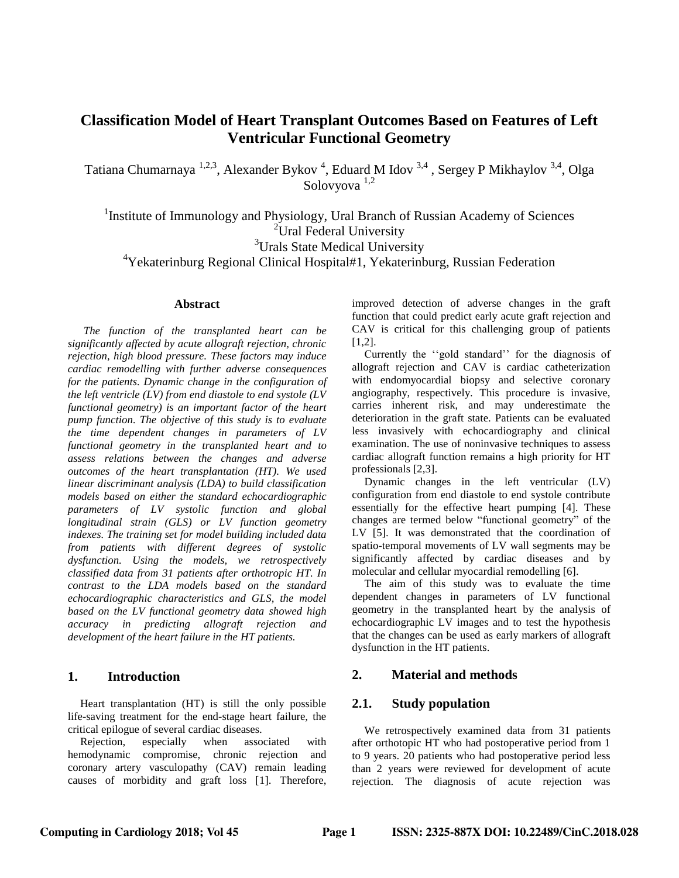# Classification Model of Heart Transplant Outcomes Based on Features of Left Ventricular Functional Geometry

Tatiana Chumarnaya [1,2,3], Alexander Bykov [4], Eduard M Idov [3,4] , Sergey P Mikhaylov [3,4], Olga Solovyova [1,2]

[1]Institute of Immunology and Physiology, Ural Branch of Russian Academy of Sciences
[2]Ural Federal University
[3]Urals State Medical University
[4]Yekaterinburg Regional Clinical Hospital#1, Yekaterinburg, Russian Federation

## Abstract

*The function of the transplanted heart can be significantly affected by acute allograft rejection, chronic rejection, high blood pressure. These factors may induce cardiac remodelling with further adverse consequences for the patients. Dynamic change in the configuration of the left ventricle (LV) from end diastole to end systole (LV functional geometry) is an important factor of the heart pump function. The objective of this study is to evaluate the time dependent changes in parameters of LV functional geometry in the transplanted heart and to assess relations between the changes and adverse outcomes of the heart transplantation (HT). We used linear discriminant analysis (LDA) to build classification models based on either the standard echocardiographic parameters of LV systolic function and global longitudinal strain (GLS) or LV function geometry indexes. The training set for model building included data from patients with different degrees of systolic dysfunction. Using the models, we retrospectively classified data from 31 patients after orthotropic HT. In contrast to the LDA models based on the standard echocardiographic characteristics and GLS, the model based on the LV functional geometry data showed high accuracy in predicting allograft rejection and development of the heart failure in the HT patients.*

## 1. Introduction

Heart transplantation (HT) is still the only possible life-saving treatment for the end-stage heart failure, the critical epilogue of several cardiac diseases.

Rejection, especially when associated with hemodynamic compromise, chronic rejection and coronary artery vasculopathy (CAV) remain leading causes of morbidity and graft loss [1]. Therefore, improved detection of adverse changes in the graft function that could predict early acute graft rejection and CAV is critical for this challenging group of patients [1,2].

Currently the ‘‘gold standard’’ for the diagnosis of allograft rejection and CAV is cardiac catheterization with endomyocardial biopsy and selective coronary angiography, respectively. This procedure is invasive, carries inherent risk, and may underestimate the deterioration in the graft state. Patients can be evaluated less invasively with echocardiography and clinical examination. The use of noninvasive techniques to assess cardiac allograft function remains a high priority for HT professionals [2,3].

Dynamic changes in the left ventricular (LV) configuration from end diastole to end systole contribute essentially for the effective heart pumping [4]. These changes are termed below “functional geometry” of the LV [5]. It was demonstrated that the coordination of spatio-temporal movements of LV wall segments may be significantly affected by cardiac diseases and by molecular and cellular myocardial remodelling [6].

The aim of this study was to evaluate the time dependent changes in parameters of LV functional geometry in the transplanted heart by the analysis of echocardiographic LV images and to test the hypothesis that the changes can be used as early markers of allograft dysfunction in the HT patients.

## 2. Material and methods

### 2.1. Study population

We retrospectively examined data from 31 patients after orthotopic HT who had postoperative period from 1 to 9 years. 20 patients who had postoperative period less than 2 years were reviewed for development of acute rejection. The diagnosis of acute rejection was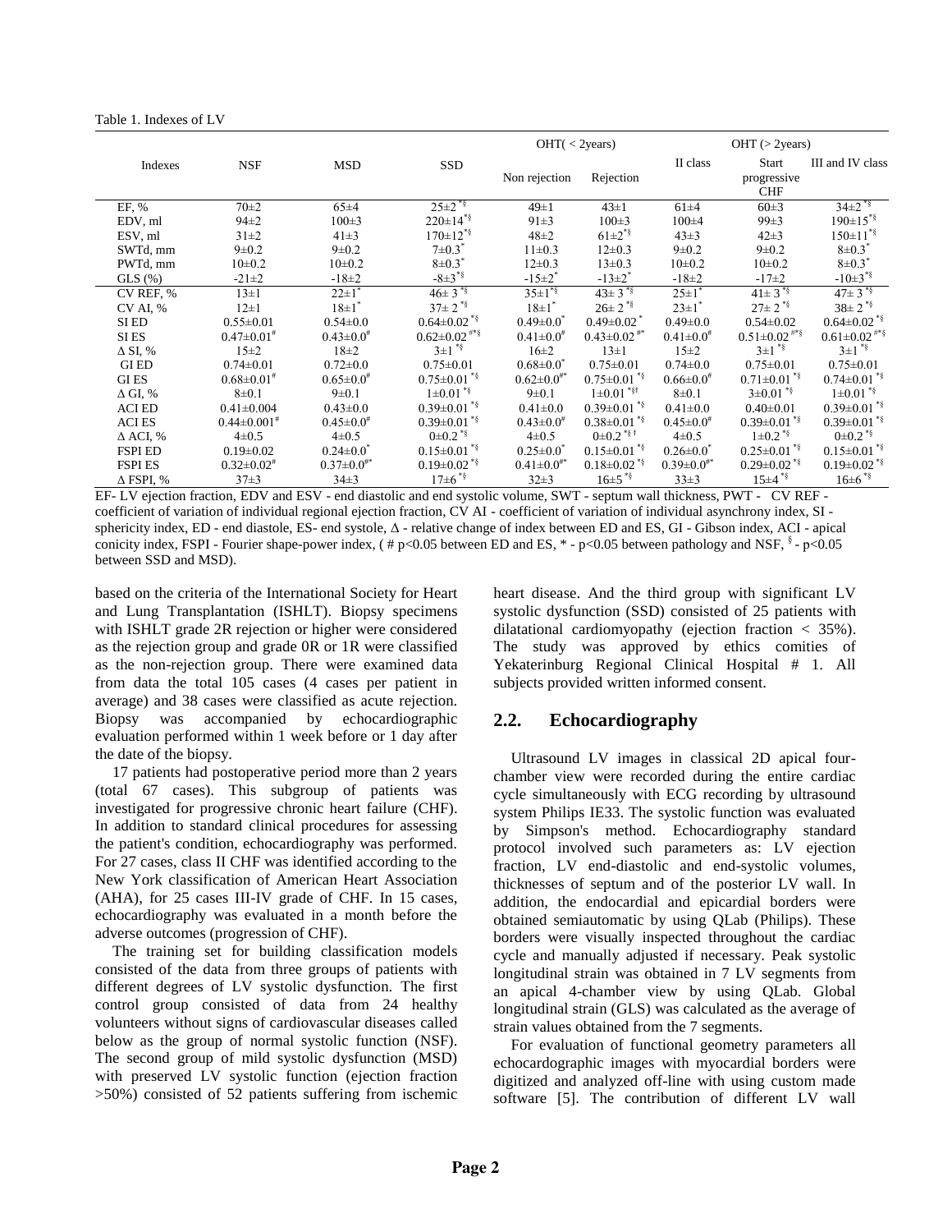Table 1. Indexes of LV

| Indexes | NSF | MSD | SSD | OHT( < 2years) | | OHT (> 2years) | | |
|---|---|---|---|---|---|---|---|---|
| | | | | Non rejection | Rejection | II class | Start progressive CHF | III and IV class |
| EF, % | 70±2 | 65±4 | 25±2 *§ | 49±1 | 43±1 | 61±4 | 60±3 | 34±2 *§ |
| EDV, ml | 94±2 | 100±3 | 220±14*§ | 91±3 | 100±3 | 100±4 | 99±3 | 190±15*§ |
| ESV, ml | 31±2 | 41±3 | 170±12*§ | 48±2 | 61±2*§ | 43±3 | 42±3 | 150±11*§ |
| SWTd, mm | 9±0.2 | 9±0.2 | 7±0.3* | 11±0.3 | 12±0.3 | 9±0.2 | 9±0.2 | 8±0.3* |
| PWTd, mm | 10±0.2 | 10±0.2 | 8±0.3* | 12±0.3 | 13±0.3 | 10±0.2 | 10±0.2 | 8±0.3* |
| GLS (%) | -21±2 | -18±2 | -8±3*§ | -15±2* | -13±2* | -18±2 | -17±2 | -10±3*§ |
| CV REF, % | 13±1 | 22±1* | 46± 3 *§ | 35±1*§ | 43± 3 *§ | 25±1* | 41± 3 *§ | 47± 3 *§ |
| CV AI, % | 12±1 | 18±1* | 37± 2 *§ | 18±1* | 26± 2 *§ | 23±1* | 27± 2 *§ | 38± 2 *§ |
| SI ED | 0.55±0.01 | 0.54±0.0 | 0.64±0.02 *§ | 0.49±0.0* | 0.49±0.02 * | 0.49±0.0 | 0.54±0.02 | 0.64±0.02 *§ |
| SI ES | 0.47±0.01# | 0.43±0.0# | 0.62±0.02 #*§ | 0.41±0.0# | 0.43±0.02 #* | 0.41±0.0# | 0.51±0.02 #*§ | 0.61±0.02 #*§ |
| Δ SI, % | 15±2 | 18±2 | 3±1 *§ | 16±2 | 13±1 | 15±2 | 3±1 *§ | 3±1 *§ |
| GI ED | 0.74±0.01 | 0.72±0.0 | 0.75±0.01 | 0.68±0.0* | 0.75±0.01 | 0.74±0.0 | 0.75±0.01 | 0.75±0.01 |
| GI ES | 0.68±0.01# | 0.65±0.0# | 0.75±0.01 *§ | 0.62±0.0#* | 0.75±0.01 *§ | 0.66±0.0# | 0.71±0.01 *§ | 0.74±0.01 *§ |
| Δ GI, % | 8±0.1 | 9±0.1 | 1±0.01 *§ | 9±0.1 | 1±0.01 *§† | 8±0.1 | 3±0.01 *§ | 1±0.01 *§ |
| ACI ED | 0.41±0.004 | 0.43±0.0 | 0.39±0.01 *§ | 0.41±0.0 | 0.39±0.01 *§ | 0.41±0.0 | 0.40±0.01 | 0.39±0.01 *§ |
| ACI ES | 0.44±0.001# | 0.45±0.0# | 0.39±0.01 *§ | 0.43±0.0# | 0.38±0.01 *§ | 0.45±0.0# | 0.39±0.01 *§ | 0.39±0.01 *§ |
| Δ ACI, % | 4±0.5 | 4±0.5 | 0±0.2 *§ | 4±0.5 | 0±0.2 *§ † | 4±0.5 | 1±0.2 *§ | 0±0.2 *§ |
| FSPI ED | 0.19±0.02 | 0.24±0.0* | 0.15±0.01 *§ | 0.25±0.0* | 0.15±0.01 *§ | 0.26±0.0* | 0.25±0.01 *§ | 0.15±0.01 *§ |
| FSPI ES | 0.32±0.02# | 0.37±0.0#* | 0.19±0.02 *§ | 0.41±0.0#* | 0.18±0.02 *§ | 0.39±0.0#* | 0.29±0.02 *§ | 0.19±0.02 *§ |
| Δ FSPI, % | 37±3 | 34±3 | 17±6 *§ | 32±3 | 16±5 *§ | 33±3 | 15±4 *§ | 16±6 *§ |

EF- LV ejection fraction, EDV and ESV - end diastolic and end systolic volume, SWT - septum wall thickness, PWT - CV REF - coefficient of variation of individual regional ejection fraction, CV AI - coefficient of variation of individual asynchrony index, SI - sphericity index, ED - end diastole, ES- end systole, Δ - relative change of index between ED and ES, GI - Gibson index, ACI - apical conicity index, FSPI - Fourier shape-power index, ( # p<0.05 between ED and ES, * - p<0.05 between pathology and NSF, § - p<0.05 between SSD and MSD).

based on the criteria of the International Society for Heart and Lung Transplantation (ISHLT). Biopsy specimens with ISHLT grade 2R rejection or higher were considered as the rejection group and grade 0R or 1R were classified as the non-rejection group. There were examined data from data the total 105 cases (4 cases per patient in average) and 38 cases were classified as acute rejection. Biopsy was accompanied by echocardiographic evaluation performed within 1 week before or 1 day after the date of the biopsy.

17 patients had postoperative period more than 2 years (total 67 cases). This subgroup of patients was investigated for progressive chronic heart failure (CHF). In addition to standard clinical procedures for assessing the patient's condition, echocardiography was performed. For 27 cases, class II CHF was identified according to the New York classification of American Heart Association (AHA), for 25 cases III-IV grade of CHF. In 15 cases, echocardiography was evaluated in a month before the adverse outcomes (progression of CHF).

The training set for building classification models consisted of the data from three groups of patients with different degrees of LV systolic dysfunction. The first control group consisted of data from 24 healthy volunteers without signs of cardiovascular diseases called below as the group of normal systolic function (NSF). The second group of mild systolic dysfunction (MSD) with preserved LV systolic function (ejection fraction >50%) consisted of 52 patients suffering from ischemic heart disease. And the third group with significant LV systolic dysfunction (SSD) consisted of 25 patients with dilatational cardiomyopathy (ejection fraction < 35%). The study was approved by ethics comities of Yekaterinburg Regional Clinical Hospital # 1. All subjects provided written informed consent.

## 2.2. Echocardiography

Ultrasound LV images in classical 2D apical four-chamber view were recorded during the entire cardiac cycle simultaneously with ECG recording by ultrasound system Philips IE33. The systolic function was evaluated by Simpson's method. Echocardiography standard protocol involved such parameters as: LV ejection fraction, LV end-diastolic and end-systolic volumes, thicknesses of septum and of the posterior LV wall. In addition, the endocardial and epicardial borders were obtained semiautomatic by using QLab (Philips). These borders were visually inspected throughout the cardiac cycle and manually adjusted if necessary. Peak systolic longitudinal strain was obtained in 7 LV segments from an apical 4-chamber view by using QLab. Global longitudinal strain (GLS) was calculated as the average of strain values obtained from the 7 segments.

For evaluation of functional geometry parameters all echocardographic images with myocardial borders were digitized and analyzed off-line with using custom made software [5]. The contribution of different LV wall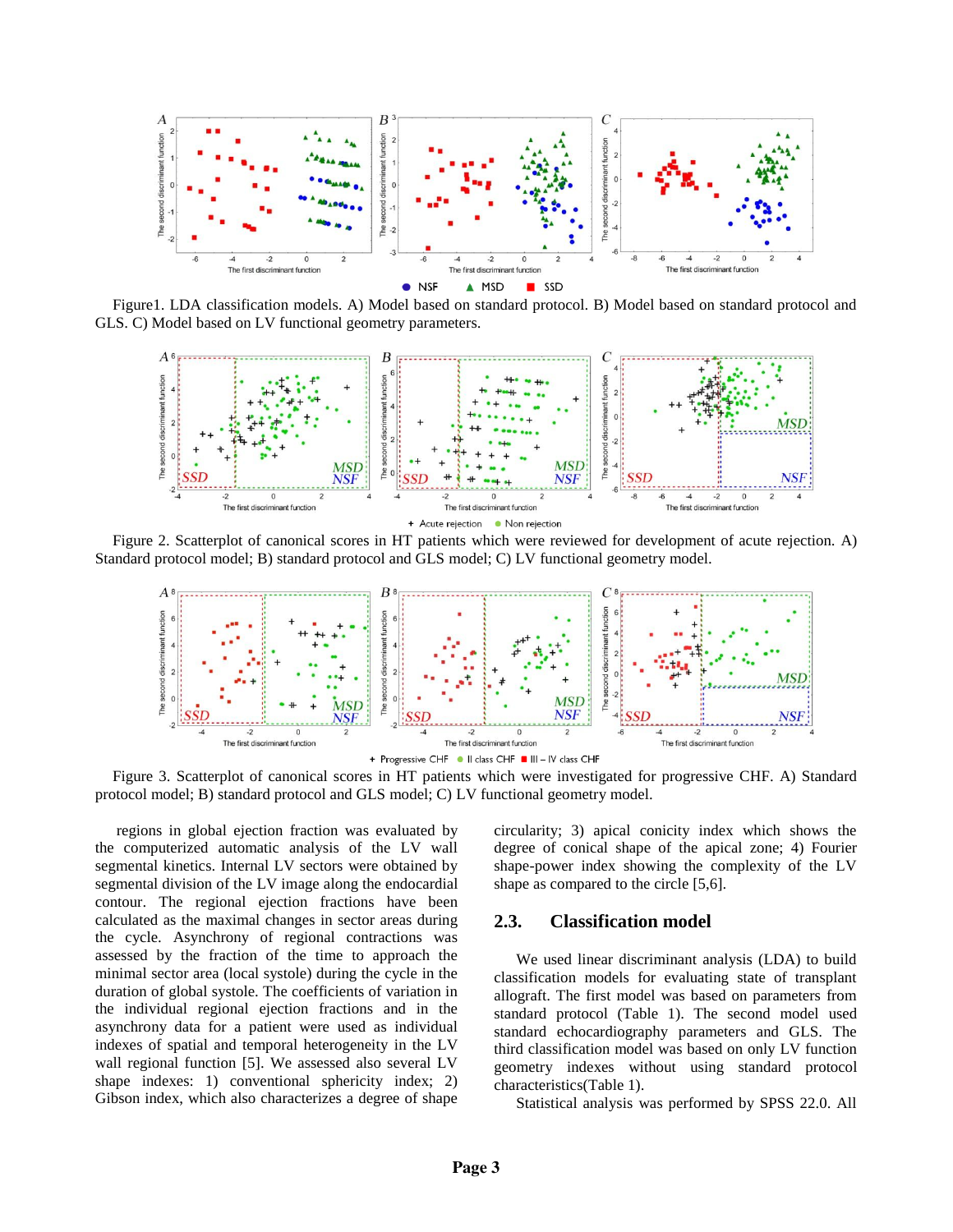Figure1. LDA classification models. A) Model based on standard protocol. B) Model based on standard protocol and GLS. C) Model based on LV functional geometry parameters.

Figure 2. Scatterplot of canonical scores in HT patients which were reviewed for development of acute rejection. A) Standard protocol model; B) standard protocol and GLS model; C) LV functional geometry model.

Figure 3. Scatterplot of canonical scores in HT patients which were investigated for progressive CHF. A) Standard protocol model; B) standard protocol and GLS model; C) LV functional geometry model.

regions in global ejection fraction was evaluated by the computerized automatic analysis of the LV wall segmental kinetics. Internal LV sectors were obtained by segmental division of the LV image along the endocardial contour. The regional ejection fractions have been calculated as the maximal changes in sector areas during the cycle. Asynchrony of regional contractions was assessed by the fraction of the time to approach the minimal sector area (local systole) during the cycle in the duration of global systole. The coefficients of variation in the individual regional ejection fractions and in the asynchrony data for a patient were used as individual indexes of spatial and temporal heterogeneity in the LV wall regional function [5]. We assessed also several LV shape indexes: 1) conventional sphericity index; 2) Gibson index, which also characterizes a degree of shape circularity; 3) apical conicity index which shows the degree of conical shape of the apical zone; 4) Fourier shape-power index showing the complexity of the LV shape as compared to the circle [5,6].

## 2.3. Classification model

We used linear discriminant analysis (LDA) to build classification models for evaluating state of transplant allograft. The first model was based on parameters from standard protocol (Table 1). The second model used standard echocardiography parameters and GLS. The third classification model was based on only LV function geometry indexes without using standard protocol characteristics(Table 1).

Statistical analysis was performed by SPSS 22.0. All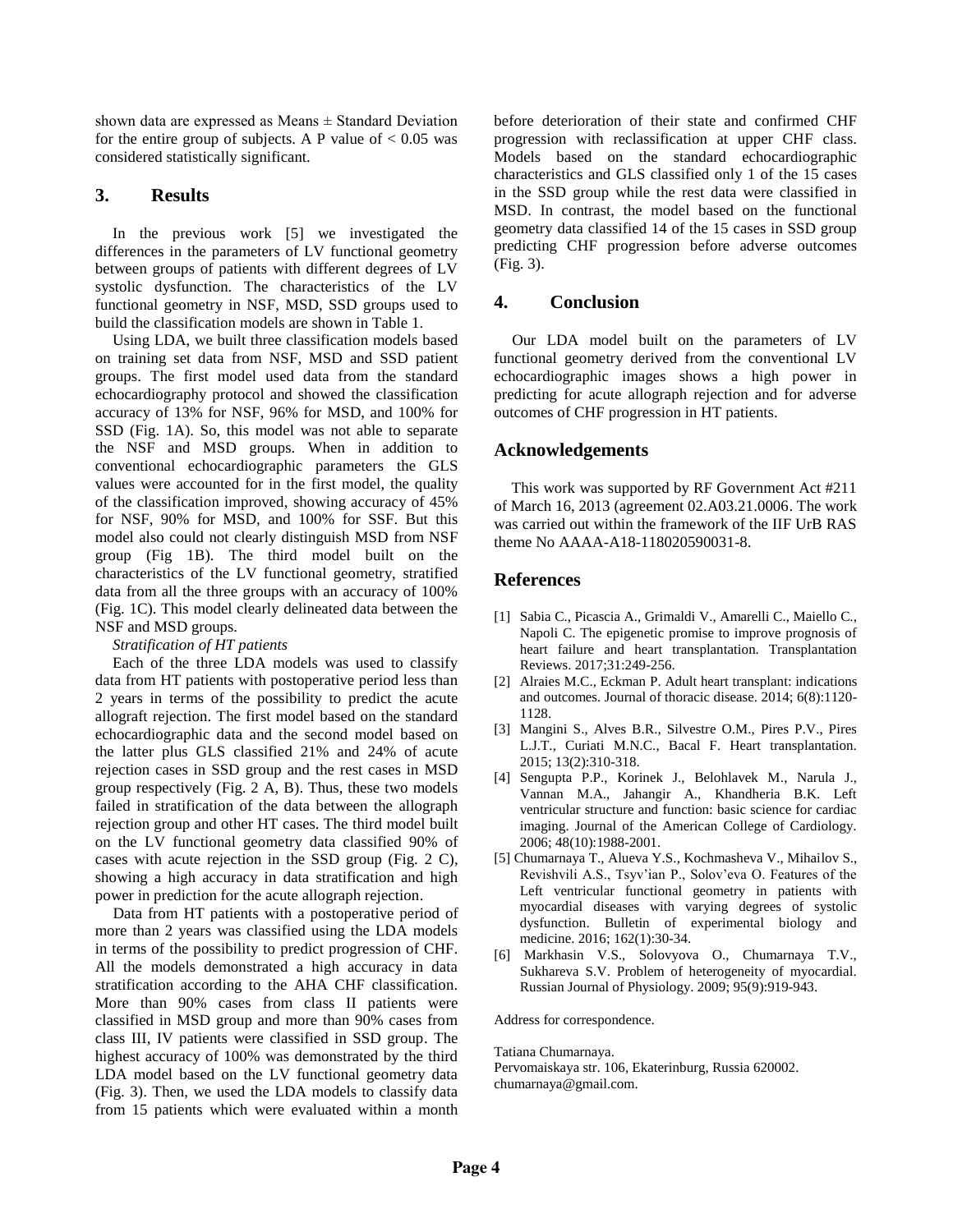shown data are expressed as Means ± Standard Deviation for the entire group of subjects. A P value of < 0.05 was considered statistically significant.

## 3. Results

In the previous work [5] we investigated the differences in the parameters of LV functional geometry between groups of patients with different degrees of LV systolic dysfunction. The characteristics of the LV functional geometry in NSF, MSD, SSD groups used to build the classification models are shown in Table 1.

Using LDA, we built three classification models based on training set data from NSF, MSD and SSD patient groups. The first model used data from the standard echocardiography protocol and showed the classification accuracy of 13% for NSF, 96% for MSD, and 100% for SSD (Fig. 1A). So, this model was not able to separate the NSF and MSD groups. When in addition to conventional echocardiographic parameters the GLS values were accounted for in the first model, the quality of the classification improved, showing accuracy of 45% for NSF, 90% for MSD, and 100% for SSF. But this model also could not clearly distinguish MSD from NSF group (Fig 1B). The third model built on the characteristics of the LV functional geometry, stratified data from all the three groups with an accuracy of 100% (Fig. 1C). This model clearly delineated data between the NSF and MSD groups.

*Stratification of HT patients*

Each of the three LDA models was used to classify data from HT patients with postoperative period less than 2 years in terms of the possibility to predict the acute allograft rejection. The first model based on the standard echocardiographic data and the second model based on the latter plus GLS classified 21% and 24% of acute rejection cases in SSD group and the rest cases in MSD group respectively (Fig. 2 A, B). Thus, these two models failed in stratification of the data between the allograph rejection group and other HT cases. The third model built on the LV functional geometry data classified 90% of cases with acute rejection in the SSD group (Fig. 2 C), showing a high accuracy in data stratification and high power in prediction for the acute allograph rejection.

Data from HT patients with a postoperative period of more than 2 years was classified using the LDA models in terms of the possibility to predict progression of CHF. All the models demonstrated a high accuracy in data stratification according to the AHA CHF classification. More than 90% cases from class II patients were classified in MSD group and more than 90% cases from class III, IV patients were classified in SSD group. The highest accuracy of 100% was demonstrated by the third LDA model based on the LV functional geometry data (Fig. 3). Then, we used the LDA models to classify data from 15 patients which were evaluated within a month before deterioration of their state and confirmed CHF progression with reclassification at upper CHF class. Models based on the standard echocardiographic characteristics and GLS classified only 1 of the 15 cases in the SSD group while the rest data were classified in MSD. In contrast, the model based on the functional geometry data classified 14 of the 15 cases in SSD group predicting CHF progression before adverse outcomes (Fig. 3).

## 4. Conclusion

Our LDA model built on the parameters of LV functional geometry derived from the conventional LV echocardiographic images shows a high power in predicting for acute allograph rejection and for adverse outcomes of CHF progression in HT patients.

## Acknowledgements

This work was supported by RF Government Act #211 of March 16, 2013 (agreement 02.A03.21.0006. The work was carried out within the framework of the IIF UrB RAS theme No AAAA-A18-118020590031-8.

## References

[1] Sabia C., Picascia A., Grimaldi V., Amarelli C., Maiello C., Napoli C. The epigenetic promise to improve prognosis of heart failure and heart transplantation. Transplantation Reviews. 2017;31:249-256.

[2] Alraies M.C., Eckman P. Adult heart transplant: indications and outcomes. Journal of thoracic disease. 2014; 6(8):1120-1128.

[3] Mangini S., Alves B.R., Silvestre O.M., Pires P.V., Pires L.J.T., Curiati M.N.C., Bacal F. Heart transplantation. 2015; 13(2):310-318.

[4] Sengupta P.P., Korinek J., Belohlavek M., Narula J., Vannan M.A., Jahangir A., Khandheria B.K. Left ventricular structure and function: basic science for cardiac imaging. Journal of the American College of Cardiology. 2006; 48(10):1988-2001.

[5] Chumarnaya T., Alueva Y.S., Kochmasheva V., Mihailov S., Revishvili A.S., Tsyv'ian P., Solov'eva O. Features of the Left ventricular functional geometry in patients with myocardial diseases with varying degrees of systolic dysfunction. Bulletin of experimental biology and medicine. 2016; 162(1):30-34.

[6] Markhasin V.S., Solovyova O., Chumarnaya T.V., Sukhareva S.V. Problem of heterogeneity of myocardial. Russian Journal of Physiology. 2009; 95(9):919-943.

Address for correspondence.

Tatiana Chumarnaya.
Pervomaiskaya str. 106, Ekaterinburg, Russia 620002.
chumarnaya@gmail.com.